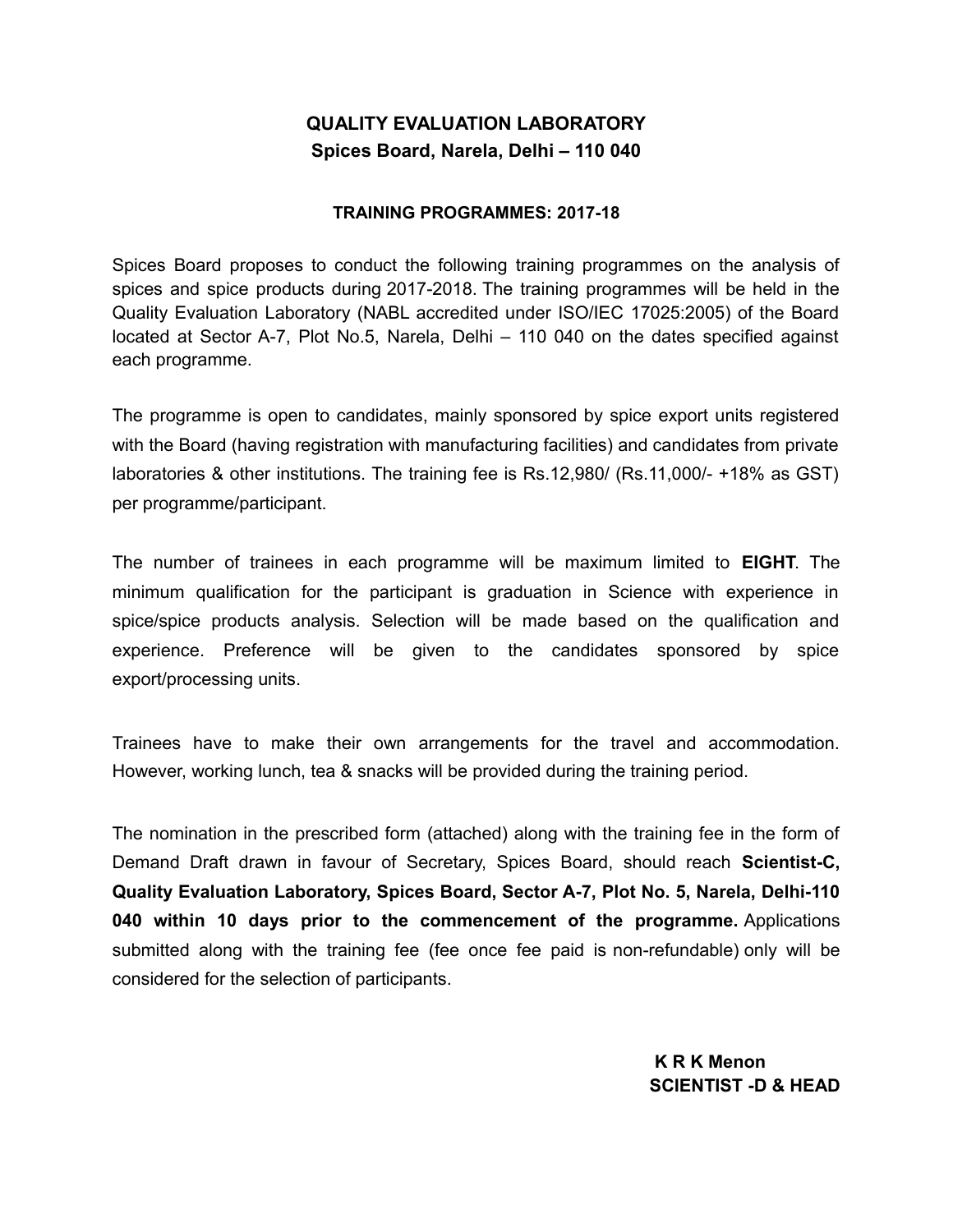# QUALITY EVALUATION LABORATORY
## Spices Board, Narela, Delhi – 110 040

### TRAINING PROGRAMMES: 2017-18

Spices Board proposes to conduct the following training programmes on the analysis of spices and spice products during 2017-2018. The training programmes will be held in the Quality Evaluation Laboratory (NABL accredited under ISO/IEC 17025:2005) of the Board located at Sector A-7, Plot No.5, Narela, Delhi – 110 040 on the dates specified against each programme.

The programme is open to candidates, mainly sponsored by spice export units registered with the Board (having registration with manufacturing facilities) and candidates from private laboratories & other institutions. The training fee is Rs.12,980/ (Rs.11,000/- +18% as GST) per programme/participant.

The number of trainees in each programme will be maximum limited to **EIGHT**. The minimum qualification for the participant is graduation in Science with experience in spice/spice products analysis. Selection will be made based on the qualification and experience. Preference will be given to the candidates sponsored by spice export/processing units.

Trainees have to make their own arrangements for the travel and accommodation. However, working lunch, tea & snacks will be provided during the training period.

The nomination in the prescribed form (attached) along with the training fee in the form of Demand Draft drawn in favour of Secretary, Spices Board, should reach **Scientist-C, Quality Evaluation Laboratory, Spices Board, Sector A-7, Plot No. 5, Narela, Delhi-110 040 within 10 days prior to the commencement of the programme.** Applications submitted along with the training fee (fee once fee paid is non-refundable) only will be considered for the selection of participants.

**K R K Menon**
**SCIENTIST -D & HEAD**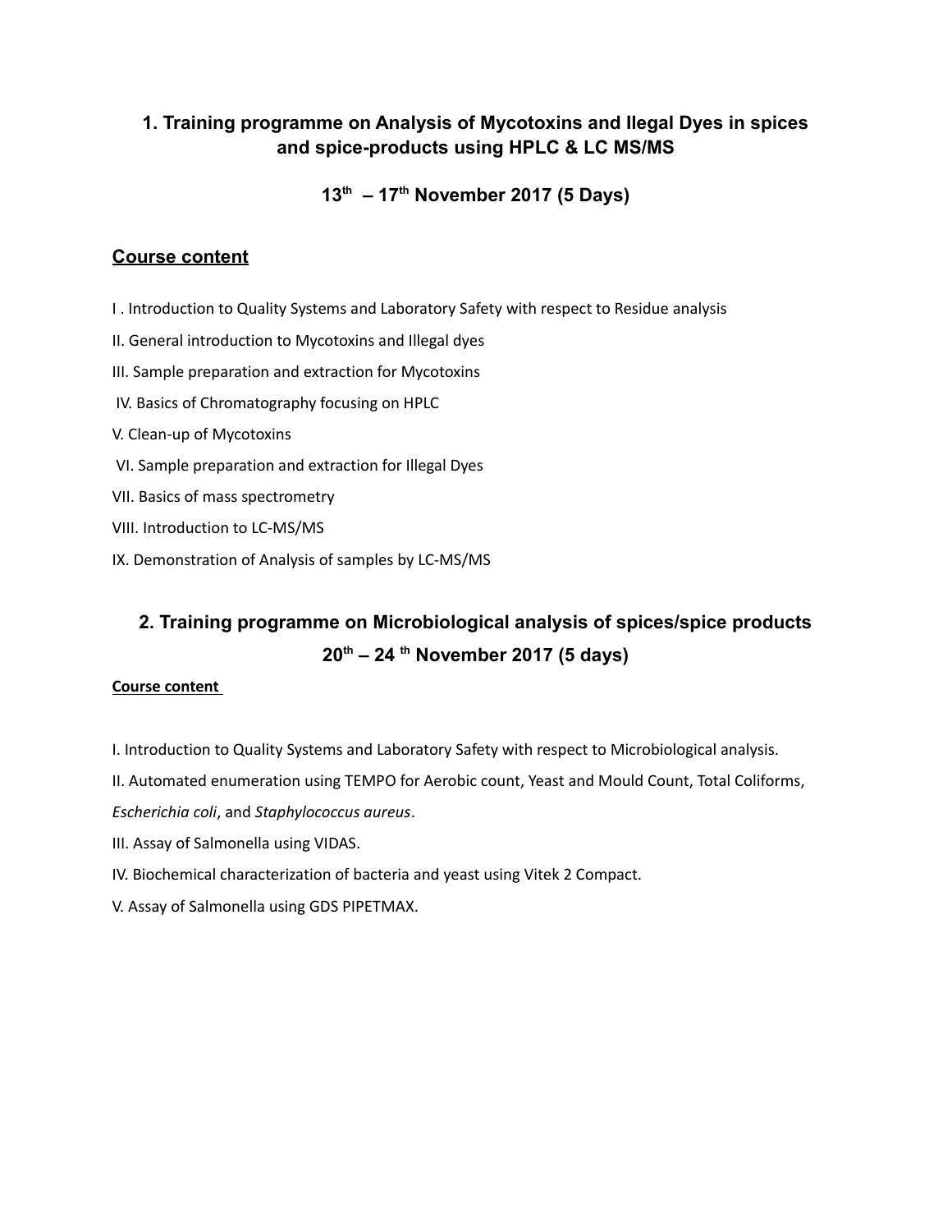## 1. Training programme on Analysis of Mycotoxins and Ilegal Dyes in spices and spice-products using HPLC & LC MS/MS

### 13th – 17th November 2017 (5 Days)

### **Course content**

I . Introduction to Quality Systems and Laboratory Safety with respect to Residue analysis

II. General introduction to Mycotoxins and Illegal dyes

III. Sample preparation and extraction for Mycotoxins

IV. Basics of Chromatography focusing on HPLC

V. Clean-up of Mycotoxins

VI. Sample preparation and extraction for Illegal Dyes

VII. Basics of mass spectrometry

VIII. Introduction to LC-MS/MS

IX. Demonstration of Analysis of samples by LC-MS/MS

## 2. Training programme on Microbiological analysis of spices/spice products

### 20th – 24th November 2017 (5 days)

**Course content**

I. Introduction to Quality Systems and Laboratory Safety with respect to Microbiological analysis.

II. Automated enumeration using TEMPO for Aerobic count, Yeast and Mould Count, Total Coliforms, *Escherichia coli*, and *Staphylococcus aureus*.

III. Assay of Salmonella using VIDAS.

IV. Biochemical characterization of bacteria and yeast using Vitek 2 Compact.

V. Assay of Salmonella using GDS PIPETMAX.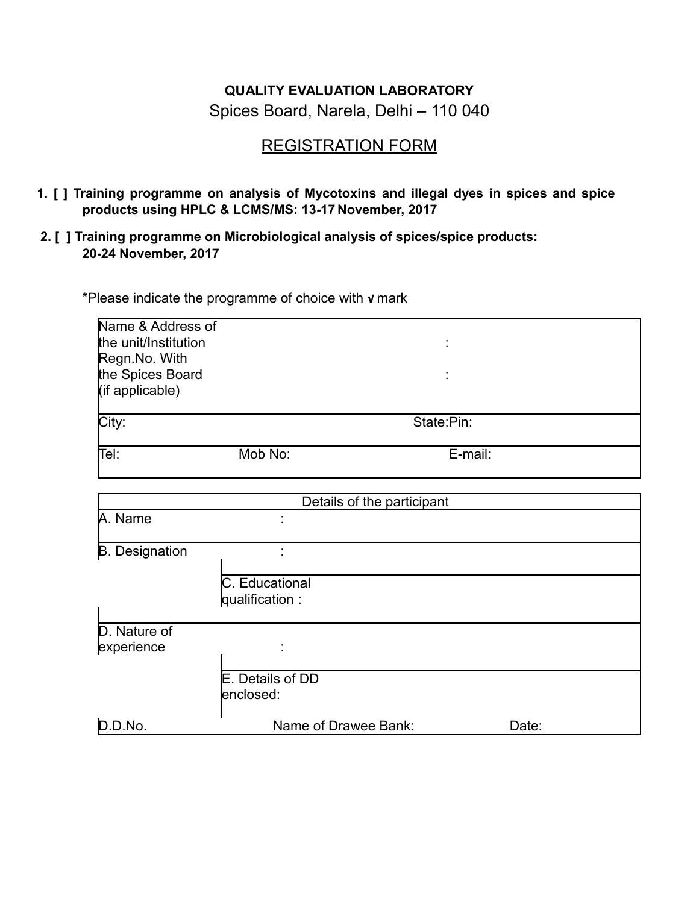**QUALITY EVALUATION LABORATORY**

Spices Board, Narela, Delhi – 110 040

# REGISTRATION FORM

1. **[ ] Training programme on analysis of Mycotoxins and illegal dyes in spices and spice products using HPLC & LCMS/MS: 13-17 November, 2017**

2. **[ ] Training programme on Microbiological analysis of spices/spice products: 20-24 November, 2017**

*Please indicate the programme of choice with **√** mark

| | | |
|---|---|---|
| Name & Address of the unit/Institution | : | |
| Regn.No. With the Spices Board (if applicable) | : | |
| City: | State:Pin: | |
| Tel: | Mob No: | E-mail: |

| Details of the participant | | |
|---|---|---|
| A. Name | : | |
| B. Designation | : | |
| | C. Educational qualification : | |
| D. Nature of experience | : | |
| | E. Details of DD enclosed: | |
| D.D.No. | Name of Drawee Bank: | Date: |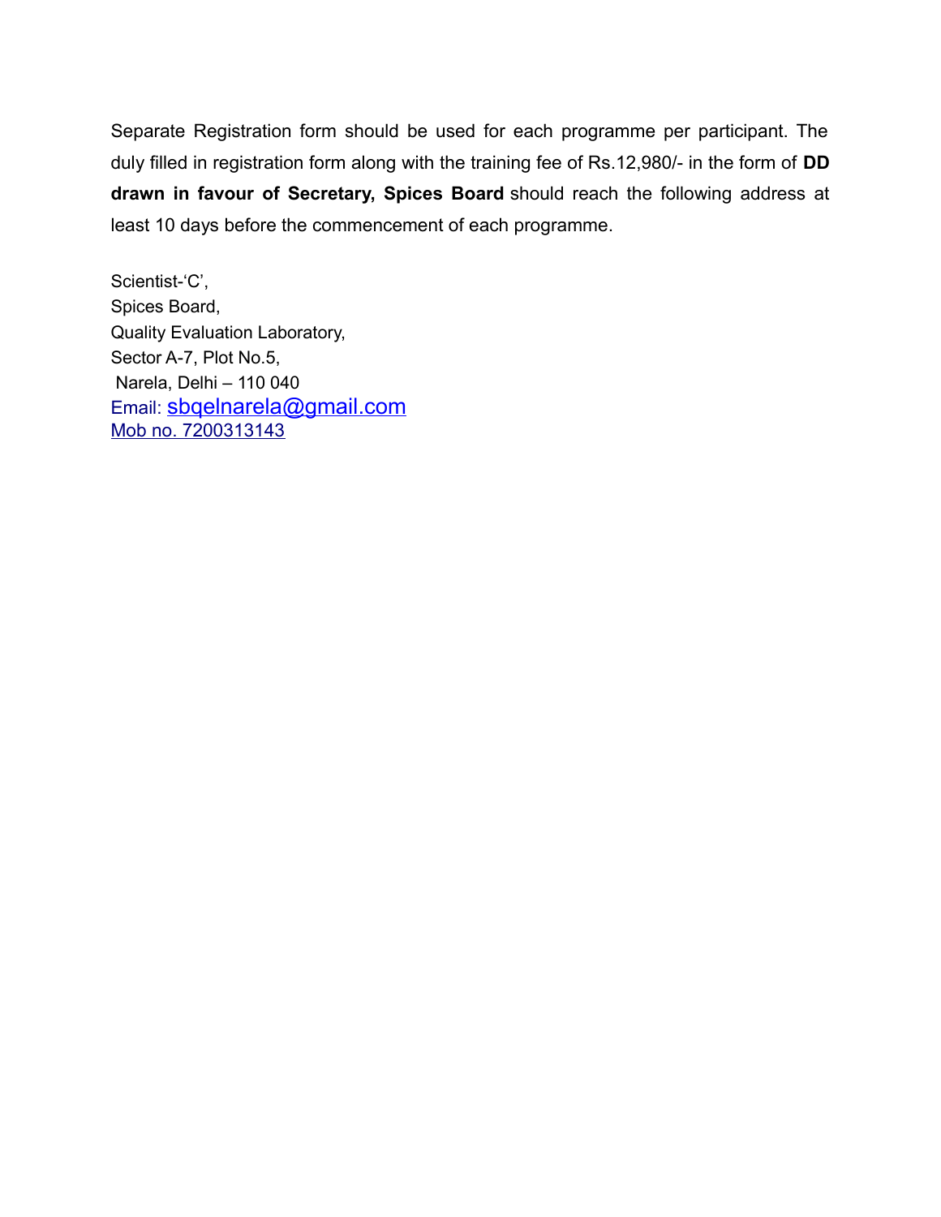Separate Registration form should be used for each programme per participant. The duly filled in registration form along with the training fee of Rs.12,980/- in the form of **DD drawn in favour of Secretary, Spices Board** should reach the following address at least 10 days before the commencement of each programme.

Scientist-'C',  
Spices Board,  
Quality Evaluation Laboratory,  
Sector A-7, Plot No.5,  
Narela, Delhi – 110 040  
Email: sbqelnarela@gmail.com  
Mob no. 7200313143